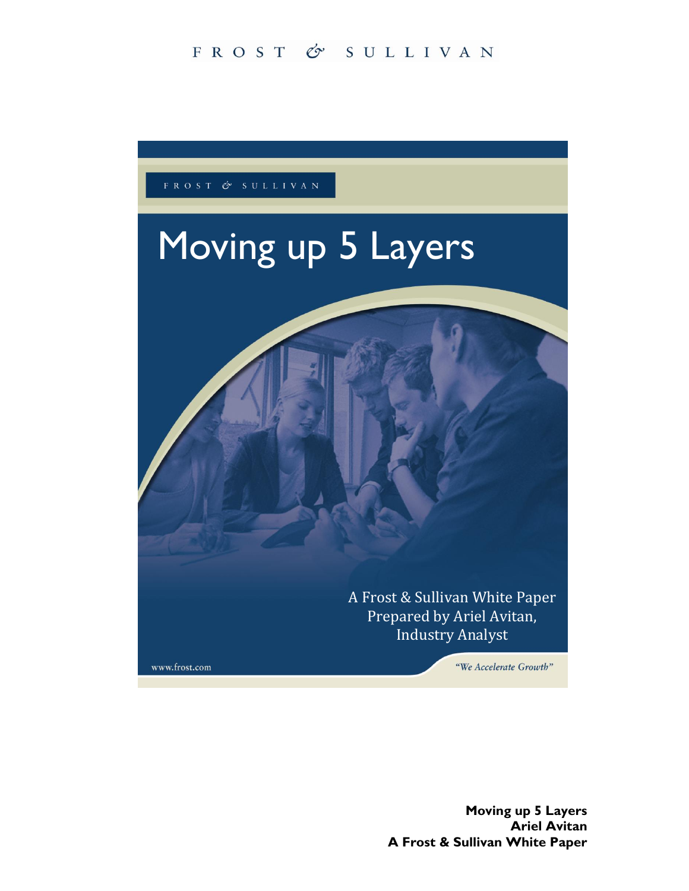FROST & SULLIVAN

FROST & SULLIVAN

# Moving up 5 Layers

A Frost & Sullivan White Paper
Prepared by Ariel Avitan,
Industry Analyst

www.frost.com

*"We Accelerate Growth"*

**Moving up 5 Layers**
**Ariel Avitan**
**A Frost & Sullivan White Paper**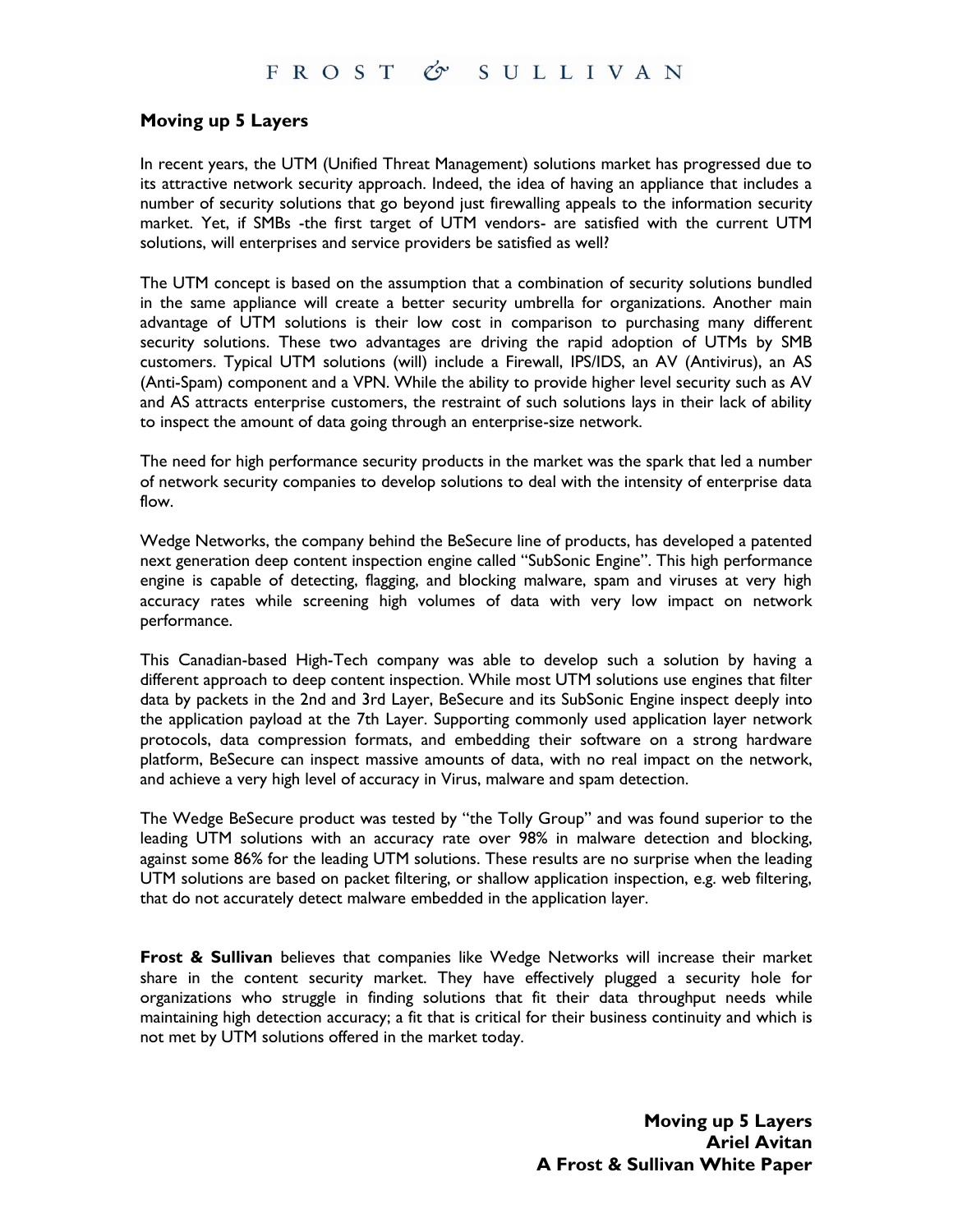## Moving up 5 Layers

In recent years, the UTM (Unified Threat Management) solutions market has progressed due to its attractive network security approach. Indeed, the idea of having an appliance that includes a number of security solutions that go beyond just firewalling appeals to the information security market. Yet, if SMBs -the first target of UTM vendors- are satisfied with the current UTM solutions, will enterprises and service providers be satisfied as well?

The UTM concept is based on the assumption that a combination of security solutions bundled in the same appliance will create a better security umbrella for organizations. Another main advantage of UTM solutions is their low cost in comparison to purchasing many different security solutions. These two advantages are driving the rapid adoption of UTMs by SMB customers. Typical UTM solutions (will) include a Firewall, IPS/IDS, an AV (Antivirus), an AS (Anti-Spam) component and a VPN. While the ability to provide higher level security such as AV and AS attracts enterprise customers, the restraint of such solutions lays in their lack of ability to inspect the amount of data going through an enterprise-size network.

The need for high performance security products in the market was the spark that led a number of network security companies to develop solutions to deal with the intensity of enterprise data flow.

Wedge Networks, the company behind the BeSecure line of products, has developed a patented next generation deep content inspection engine called "SubSonic Engine". This high performance engine is capable of detecting, flagging, and blocking malware, spam and viruses at very high accuracy rates while screening high volumes of data with very low impact on network performance.

This Canadian-based High-Tech company was able to develop such a solution by having a different approach to deep content inspection. While most UTM solutions use engines that filter data by packets in the 2nd and 3rd Layer, BeSecure and its SubSonic Engine inspect deeply into the application payload at the 7th Layer. Supporting commonly used application layer network protocols, data compression formats, and embedding their software on a strong hardware platform, BeSecure can inspect massive amounts of data, with no real impact on the network, and achieve a very high level of accuracy in Virus, malware and spam detection.

The Wedge BeSecure product was tested by "the Tolly Group" and was found superior to the leading UTM solutions with an accuracy rate over 98% in malware detection and blocking, against some 86% for the leading UTM solutions. These results are no surprise when the leading UTM solutions are based on packet filtering, or shallow application inspection, e.g. web filtering, that do not accurately detect malware embedded in the application layer.

**Frost & Sullivan** believes that companies like Wedge Networks will increase their market share in the content security market. They have effectively plugged a security hole for organizations who struggle in finding solutions that fit their data throughput needs while maintaining high detection accuracy; a fit that is critical for their business continuity and which is not met by UTM solutions offered in the market today.

**Moving up 5 Layers**
**Ariel Avitan**
**A Frost & Sullivan White Paper**